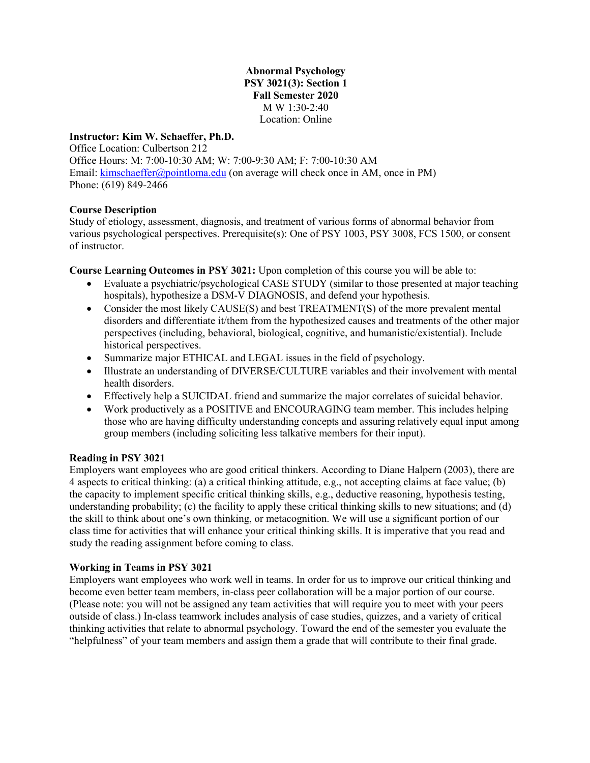**Abnormal Psychology**
**PSY 3021(3): Section 1**
**Fall Semester 2020**
M W 1:30-2:40
Location: Online

**Instructor: Kim W. Schaeffer, Ph.D.**
Office Location: Culbertson 212
Office Hours: M: 7:00-10:30 AM; W: 7:00-9:30 AM; F: 7:00-10:30 AM
Email: kimschaeffer@pointloma.edu (on average will check once in AM, once in PM)
Phone: (619) 849-2466

**Course Description**
Study of etiology, assessment, diagnosis, and treatment of various forms of abnormal behavior from various psychological perspectives. Prerequisite(s): One of PSY 1003, PSY 3008, FCS 1500, or consent of instructor.

**Course Learning Outcomes in PSY 3021:** Upon completion of this course you will be able to:

- Evaluate a psychiatric/psychological CASE STUDY (similar to those presented at major teaching hospitals), hypothesize a DSM-V DIAGNOSIS, and defend your hypothesis.
- Consider the most likely CAUSE(S) and best TREATMENT(S) of the more prevalent mental disorders and differentiate it/them from the hypothesized causes and treatments of the other major perspectives (including, behavioral, biological, cognitive, and humanistic/existential). Include historical perspectives.
- Summarize major ETHICAL and LEGAL issues in the field of psychology.
- Illustrate an understanding of DIVERSE/CULTURE variables and their involvement with mental health disorders.
- Effectively help a SUICIDAL friend and summarize the major correlates of suicidal behavior.
- Work productively as a POSITIVE and ENCOURAGING team member. This includes helping those who are having difficulty understanding concepts and assuring relatively equal input among group members (including soliciting less talkative members for their input).

**Reading in PSY 3021**
Employers want employees who are good critical thinkers. According to Diane Halpern (2003), there are 4 aspects to critical thinking: (a) a critical thinking attitude, e.g., not accepting claims at face value; (b) the capacity to implement specific critical thinking skills, e.g., deductive reasoning, hypothesis testing, understanding probability; (c) the facility to apply these critical thinking skills to new situations; and (d) the skill to think about one's own thinking, or metacognition. We will use a significant portion of our class time for activities that will enhance your critical thinking skills. It is imperative that you read and study the reading assignment before coming to class.

**Working in Teams in PSY 3021**
Employers want employees who work well in teams. In order for us to improve our critical thinking and become even better team members, in-class peer collaboration will be a major portion of our course. (Please note: you will not be assigned any team activities that will require you to meet with your peers outside of class.) In-class teamwork includes analysis of case studies, quizzes, and a variety of critical thinking activities that relate to abnormal psychology. Toward the end of the semester you evaluate the "helpfulness" of your team members and assign them a grade that will contribute to their final grade.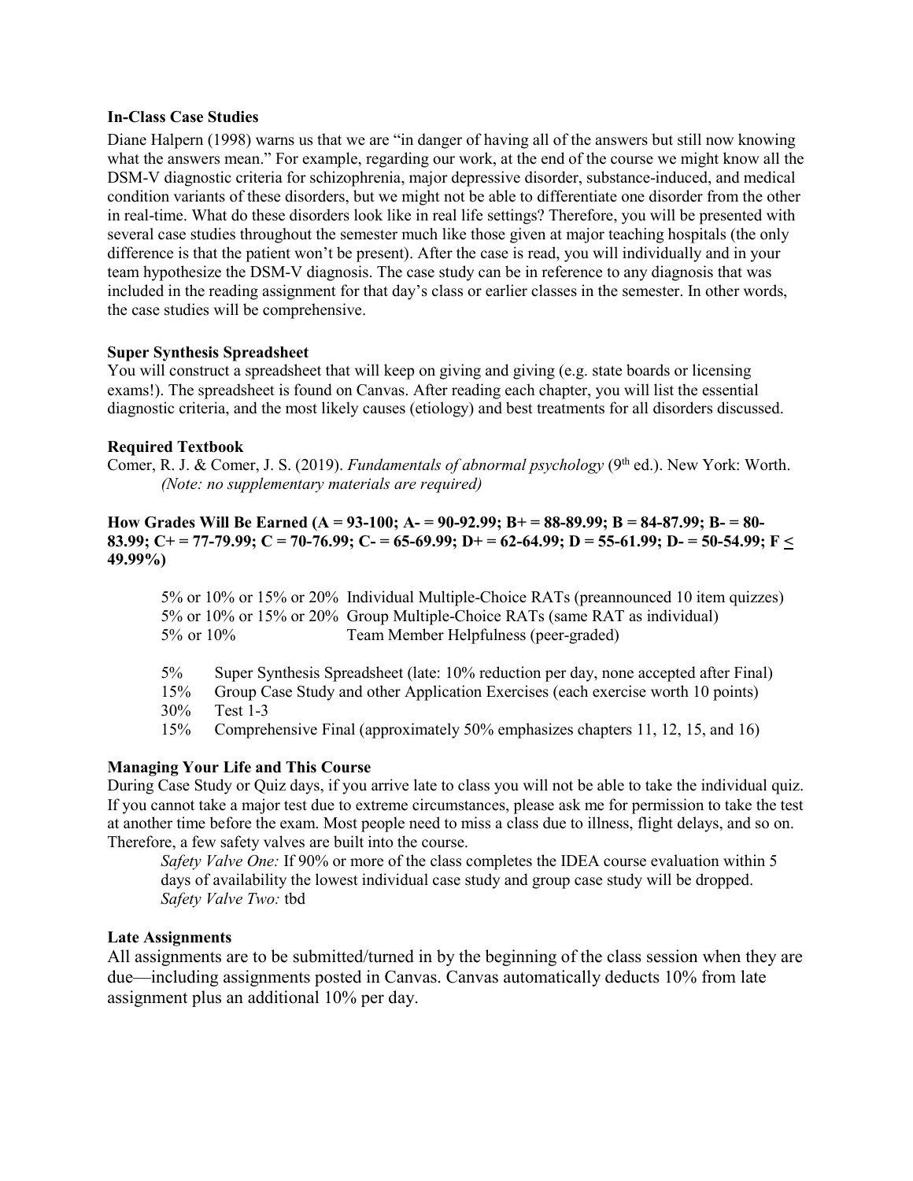**In-Class Case Studies**

Diane Halpern (1998) warns us that we are "in danger of having all of the answers but still now knowing what the answers mean." For example, regarding our work, at the end of the course we might know all the DSM-V diagnostic criteria for schizophrenia, major depressive disorder, substance-induced, and medical condition variants of these disorders, but we might not be able to differentiate one disorder from the other in real-time. What do these disorders look like in real life settings? Therefore, you will be presented with several case studies throughout the semester much like those given at major teaching hospitals (the only difference is that the patient won't be present). After the case is read, you will individually and in your team hypothesize the DSM-V diagnosis. The case study can be in reference to any diagnosis that was included in the reading assignment for that day's class or earlier classes in the semester. In other words, the case studies will be comprehensive.

**Super Synthesis Spreadsheet**

You will construct a spreadsheet that will keep on giving and giving (e.g. state boards or licensing exams!). The spreadsheet is found on Canvas. After reading each chapter, you will list the essential diagnostic criteria, and the most likely causes (etiology) and best treatments for all disorders discussed.

**Required Textbook**

Comer, R. J. & Comer, J. S. (2019). *Fundamentals of abnormal psychology* (9th ed.). New York: Worth.
*(Note: no supplementary materials are required)*

**How Grades Will Be Earned (A = 93-100; A- = 90-92.99; B+ = 88-89.99; B = 84-87.99; B- = 80-83.99; C+ = 77-79.99; C = 70-76.99; C- = 65-69.99; D+ = 62-64.99; D = 55-61.99; D- = 50-54.99; F ≤ 49.99%)**

5% or 10% or 15% or 20% Individual Multiple-Choice RATs (preannounced 10 item quizzes)
5% or 10% or 15% or 20% Group Multiple-Choice RATs (same RAT as individual)
5% or 10% Team Member Helpfulness (peer-graded)

5% Super Synthesis Spreadsheet (late: 10% reduction per day, none accepted after Final)
15% Group Case Study and other Application Exercises (each exercise worth 10 points)
30% Test 1-3
15% Comprehensive Final (approximately 50% emphasizes chapters 11, 12, 15, and 16)

**Managing Your Life and This Course**

During Case Study or Quiz days, if you arrive late to class you will not be able to take the individual quiz. If you cannot take a major test due to extreme circumstances, please ask me for permission to take the test at another time before the exam. Most people need to miss a class due to illness, flight delays, and so on. Therefore, a few safety valves are built into the course.

*Safety Valve One:* If 90% or more of the class completes the IDEA course evaluation within 5 days of availability the lowest individual case study and group case study will be dropped.
*Safety Valve Two:* tbd

**Late Assignments**

All assignments are to be submitted/turned in by the beginning of the class session when they are due—including assignments posted in Canvas. Canvas automatically deducts 10% from late assignment plus an additional 10% per day.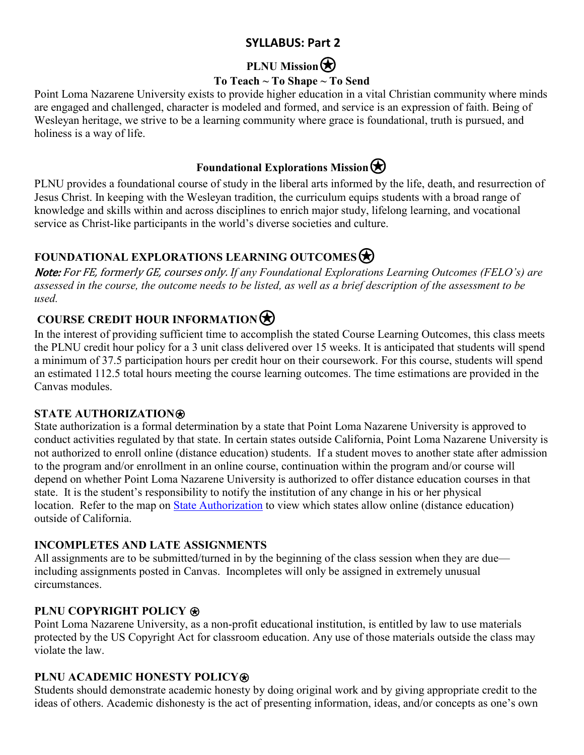## SYLLABUS: Part 2

### PLNU Mission ⍟

**To Teach ~ To Shape ~ To Send**

Point Loma Nazarene University exists to provide higher education in a vital Christian community where minds are engaged and challenged, character is modeled and formed, and service is an expression of faith. Being of Wesleyan heritage, we strive to be a learning community where grace is foundational, truth is pursued, and holiness is a way of life.

### Foundational Explorations Mission ⍟

PLNU provides a foundational course of study in the liberal arts informed by the life, death, and resurrection of Jesus Christ. In keeping with the Wesleyan tradition, the curriculum equips students with a broad range of knowledge and skills within and across disciplines to enrich major study, lifelong learning, and vocational service as Christ-like participants in the world's diverse societies and culture.

### FOUNDATIONAL EXPLORATIONS LEARNING OUTCOMES ⍟

***Note:*** *For FE, formerly GE, courses only. If any Foundational Explorations Learning Outcomes (FELO's) are assessed in the course, the outcome needs to be listed, as well as a brief description of the assessment to be used.*

### COURSE CREDIT HOUR INFORMATION ⍟

In the interest of providing sufficient time to accomplish the stated Course Learning Outcomes, this class meets the PLNU credit hour policy for a 3 unit class delivered over 15 weeks. It is anticipated that students will spend a minimum of 37.5 participation hours per credit hour on their coursework. For this course, students will spend an estimated 112.5 total hours meeting the course learning outcomes. The time estimations are provided in the Canvas modules.

### STATE AUTHORIZATION ⍟

State authorization is a formal determination by a state that Point Loma Nazarene University is approved to conduct activities regulated by that state. In certain states outside California, Point Loma Nazarene University is not authorized to enroll online (distance education) students. If a student moves to another state after admission to the program and/or enrollment in an online course, continuation within the program and/or course will depend on whether Point Loma Nazarene University is authorized to offer distance education courses in that state. It is the student's responsibility to notify the institution of any change in his or her physical location. Refer to the map on State Authorization to view which states allow online (distance education) outside of California.

### INCOMPLETES AND LATE ASSIGNMENTS

All assignments are to be submitted/turned in by the beginning of the class session when they are due—including assignments posted in Canvas. Incompletes will only be assigned in extremely unusual circumstances.

### PLNU COPYRIGHT POLICY ⍟

Point Loma Nazarene University, as a non-profit educational institution, is entitled by law to use materials protected by the US Copyright Act for classroom education. Any use of those materials outside the class may violate the law.

### PLNU ACADEMIC HONESTY POLICY ⍟

Students should demonstrate academic honesty by doing original work and by giving appropriate credit to the ideas of others. Academic dishonesty is the act of presenting information, ideas, and/or concepts as one's own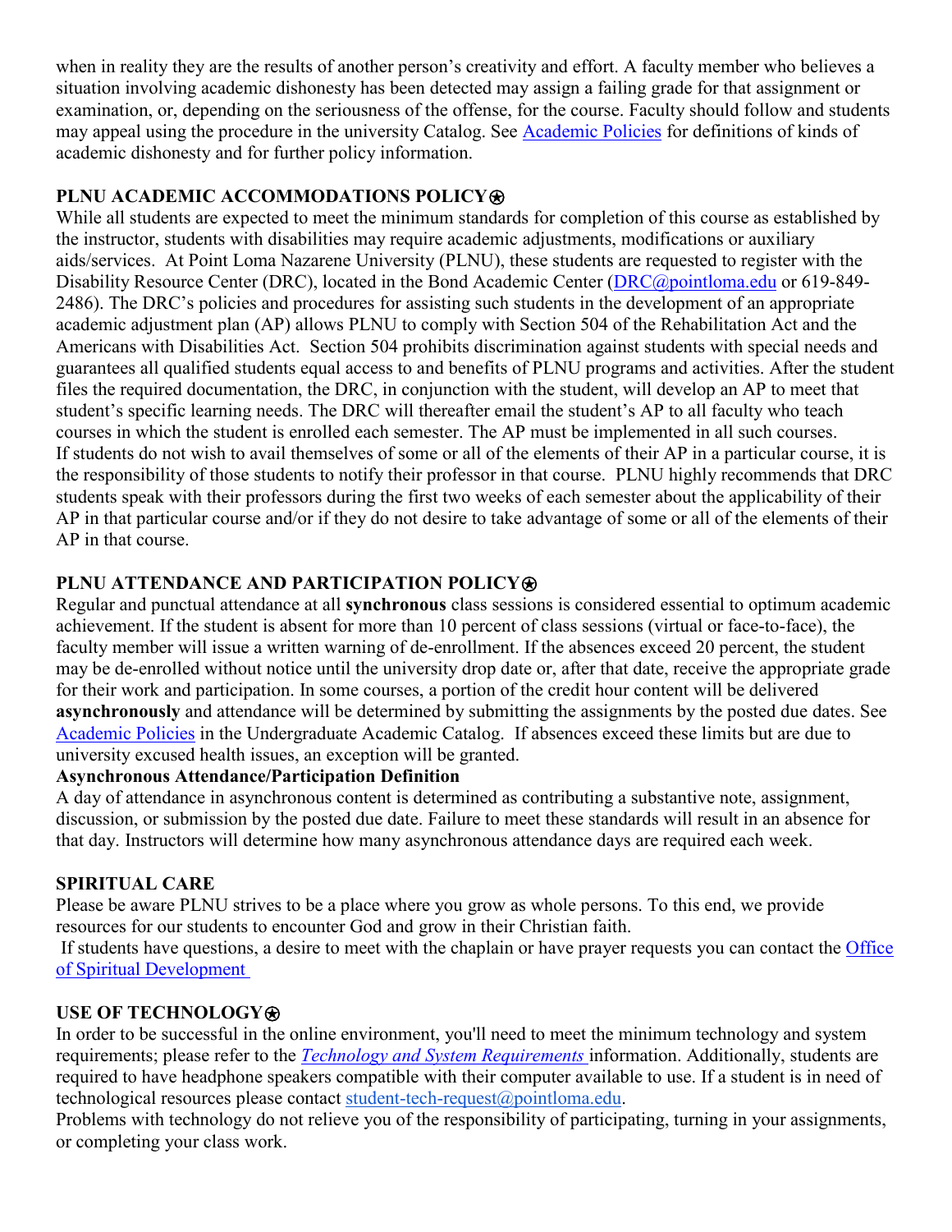when in reality they are the results of another person's creativity and effort. A faculty member who believes a situation involving academic dishonesty has been detected may assign a failing grade for that assignment or examination, or, depending on the seriousness of the offense, for the course. Faculty should follow and students may appeal using the procedure in the university Catalog. See [Academic Policies](#) for definitions of kinds of academic dishonesty and for further policy information.

**PLNU ACADEMIC ACCOMMODATIONS POLICY⍟**

While all students are expected to meet the minimum standards for completion of this course as established by the instructor, students with disabilities may require academic adjustments, modifications or auxiliary aids/services. At Point Loma Nazarene University (PLNU), these students are requested to register with the Disability Resource Center (DRC), located in the Bond Academic Center ([DRC@pointloma.edu](mailto:DRC@pointloma.edu) or 619-849-2486). The DRC's policies and procedures for assisting such students in the development of an appropriate academic adjustment plan (AP) allows PLNU to comply with Section 504 of the Rehabilitation Act and the Americans with Disabilities Act. Section 504 prohibits discrimination against students with special needs and guarantees all qualified students equal access to and benefits of PLNU programs and activities. After the student files the required documentation, the DRC, in conjunction with the student, will develop an AP to meet that student's specific learning needs. The DRC will thereafter email the student's AP to all faculty who teach courses in which the student is enrolled each semester. The AP must be implemented in all such courses. If students do not wish to avail themselves of some or all of the elements of their AP in a particular course, it is the responsibility of those students to notify their professor in that course. PLNU highly recommends that DRC students speak with their professors during the first two weeks of each semester about the applicability of their AP in that particular course and/or if they do not desire to take advantage of some or all of the elements of their AP in that course.

**PLNU ATTENDANCE AND PARTICIPATION POLICY⍟**

Regular and punctual attendance at all **synchronous** class sessions is considered essential to optimum academic achievement. If the student is absent for more than 10 percent of class sessions (virtual or face-to-face), the faculty member will issue a written warning of de-enrollment. If the absences exceed 20 percent, the student may be de-enrolled without notice until the university drop date or, after that date, receive the appropriate grade for their work and participation. In some courses, a portion of the credit hour content will be delivered **asynchronously** and attendance will be determined by submitting the assignments by the posted due dates. See [Academic Policies](#) in the Undergraduate Academic Catalog. If absences exceed these limits but are due to university excused health issues, an exception will be granted.

**Asynchronous Attendance/Participation Definition**

A day of attendance in asynchronous content is determined as contributing a substantive note, assignment, discussion, or submission by the posted due date. Failure to meet these standards will result in an absence for that day. Instructors will determine how many asynchronous attendance days are required each week.

**SPIRITUAL CARE**

Please be aware PLNU strives to be a place where you grow as whole persons. To this end, we provide resources for our students to encounter God and grow in their Christian faith.

If students have questions, a desire to meet with the chaplain or have prayer requests you can contact the [Office of Spiritual Development](#)

**USE OF TECHNOLOGY⍟**

In order to be successful in the online environment, you'll need to meet the minimum technology and system requirements; please refer to the [*Technology and System Requirements*](#) information. Additionally, students are required to have headphone speakers compatible with their computer available to use. If a student is in need of technological resources please contact [student-tech-request@pointloma.edu](mailto:student-tech-request@pointloma.edu).

Problems with technology do not relieve you of the responsibility of participating, turning in your assignments, or completing your class work.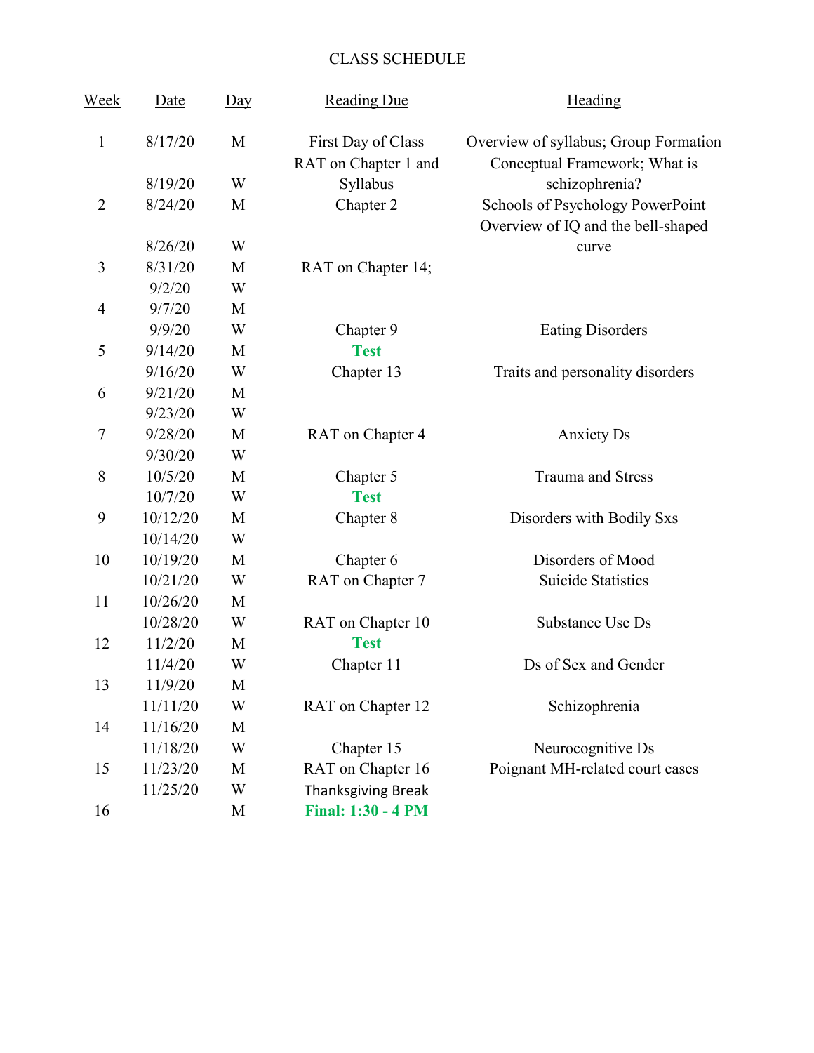CLASS SCHEDULE

| Week | Date | Day | Reading Due | Heading |
| --- | --- | --- | --- | --- |
| 1 | 8/17/20 | M | First Day of Class | Overview of syllabus; Group Formation |
| | 8/19/20 | W | RAT on Chapter 1 and Syllabus | Conceptual Framework; What is schizophrenia? |
| 2 | 8/24/20 | M | Chapter 2 | Schools of Psychology PowerPoint |
| | 8/26/20 | W | | Overview of IQ and the bell-shaped curve |
| 3 | 8/31/20 | M | RAT on Chapter 14; | |
| | 9/2/20 | W | | |
| 4 | 9/7/20 | M | | |
| | 9/9/20 | W | Chapter 9 | Eating Disorders |
| 5 | 9/14/20 | M | **Test** | |
| | 9/16/20 | W | Chapter 13 | Traits and personality disorders |
| 6 | 9/21/20 | M | | |
| | 9/23/20 | W | | |
| 7 | 9/28/20 | M | RAT on Chapter 4 | Anxiety Ds |
| | 9/30/20 | W | | |
| 8 | 10/5/20 | M | Chapter 5 | Trauma and Stress |
| | 10/7/20 | W | **Test** | |
| 9 | 10/12/20 | M | Chapter 8 | Disorders with Bodily Sxs |
| | 10/14/20 | W | | |
| 10 | 10/19/20 | M | Chapter 6 | Disorders of Mood |
| | 10/21/20 | W | RAT on Chapter 7 | Suicide Statistics |
| 11 | 10/26/20 | M | | |
| | 10/28/20 | W | RAT on Chapter 10 | Substance Use Ds |
| 12 | 11/2/20 | M | **Test** | |
| | 11/4/20 | W | Chapter 11 | Ds of Sex and Gender |
| 13 | 11/9/20 | M | | |
| | 11/11/20 | W | RAT on Chapter 12 | Schizophrenia |
| 14 | 11/16/20 | M | | |
| | 11/18/20 | W | Chapter 15 | Neurocognitive Ds |
| 15 | 11/23/20 | M | RAT on Chapter 16 | Poignant MH-related court cases |
| | 11/25/20 | W | Thanksgiving Break | |
| 16 | | M | **Final: 1:30 - 4 PM** | |